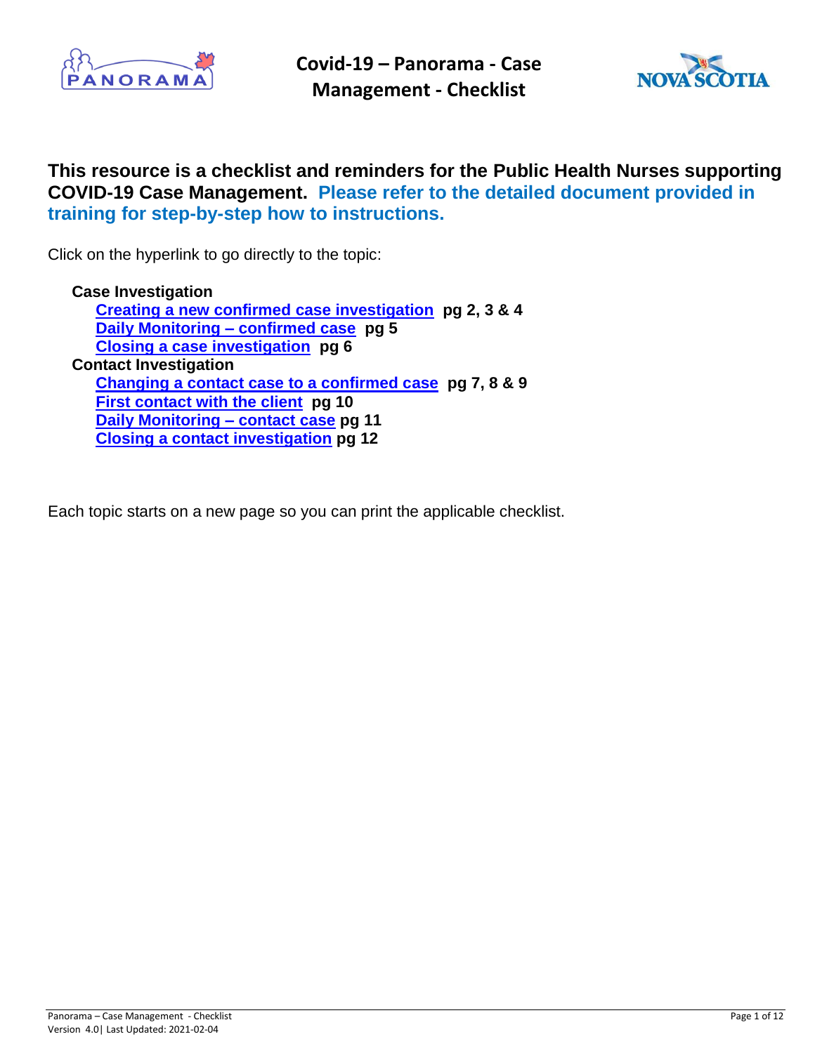# Covid-19 – Panorama - Case Management - Checklist

**This resource is a checklist and reminders for the Public Health Nurses supporting COVID-19 Case Management. Please refer to the detailed document provided in training for step-by-step how to instructions.**

Click on the hyperlink to go directly to the topic:

**Case Investigation**

- **Creating a new confirmed case investigation pg 2, 3 & 4**
- **Daily Monitoring – confirmed case pg 5**
- **Closing a case investigation pg 6**

**Contact Investigation**

- **Changing a contact case to a confirmed case pg 7, 8 & 9**
- **First contact with the client pg 10**
- **Daily Monitoring – contact case pg 11**
- **Closing a contact investigation pg 12**

Each topic starts on a new page so you can print the applicable checklist.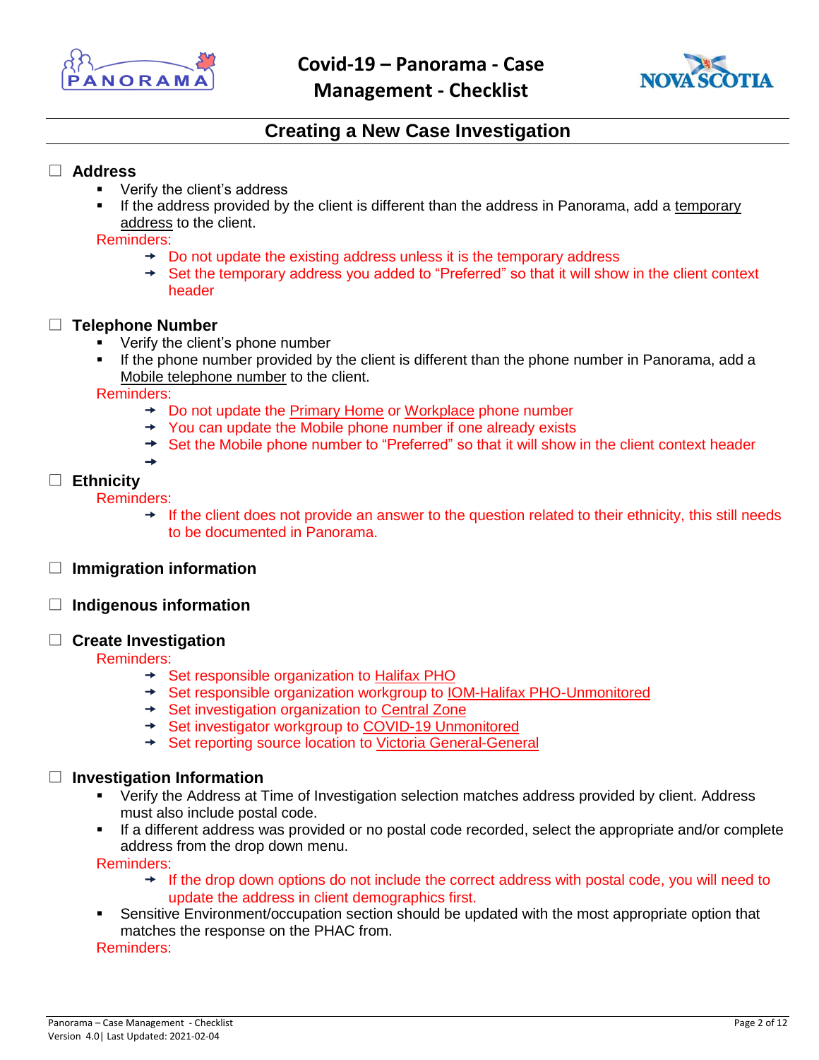# Creating a New Case Investigation

☐ **Address**

- Verify the client's address
- If the address provided by the client is different than the address in Panorama, add a temporary address to the client.

Reminders:

- → Do not update the existing address unless it is the temporary address
- → Set the temporary address you added to "Preferred" so that it will show in the client context header

☐ **Telephone Number**

- Verify the client's phone number
- If the phone number provided by the client is different than the phone number in Panorama, add a Mobile telephone number to the client.

Reminders:

- → Do not update the Primary Home or Workplace phone number
- → You can update the Mobile phone number if one already exists
- → Set the Mobile phone number to "Preferred" so that it will show in the client context header
- →

☐ **Ethnicity**

Reminders:

- → If the client does not provide an answer to the question related to their ethnicity, this still needs to be documented in Panorama.

☐ **Immigration information**

☐ **Indigenous information**

☐ **Create Investigation**

Reminders:

- → Set responsible organization to Halifax PHO
- → Set responsible organization workgroup to IOM-Halifax PHO-Unmonitored
- → Set investigation organization to Central Zone
- → Set investigator workgroup to COVID-19 Unmonitored
- → Set reporting source location to Victoria General-General

☐ **Investigation Information**

- Verify the Address at Time of Investigation selection matches address provided by client. Address must also include postal code.
- If a different address was provided or no postal code recorded, select the appropriate and/or complete address from the drop down menu.

Reminders:

- → If the drop down options do not include the correct address with postal code, you will need to update the address in client demographics first.

- Sensitive Environment/occupation section should be updated with the most appropriate option that matches the response on the PHAC from.

Reminders: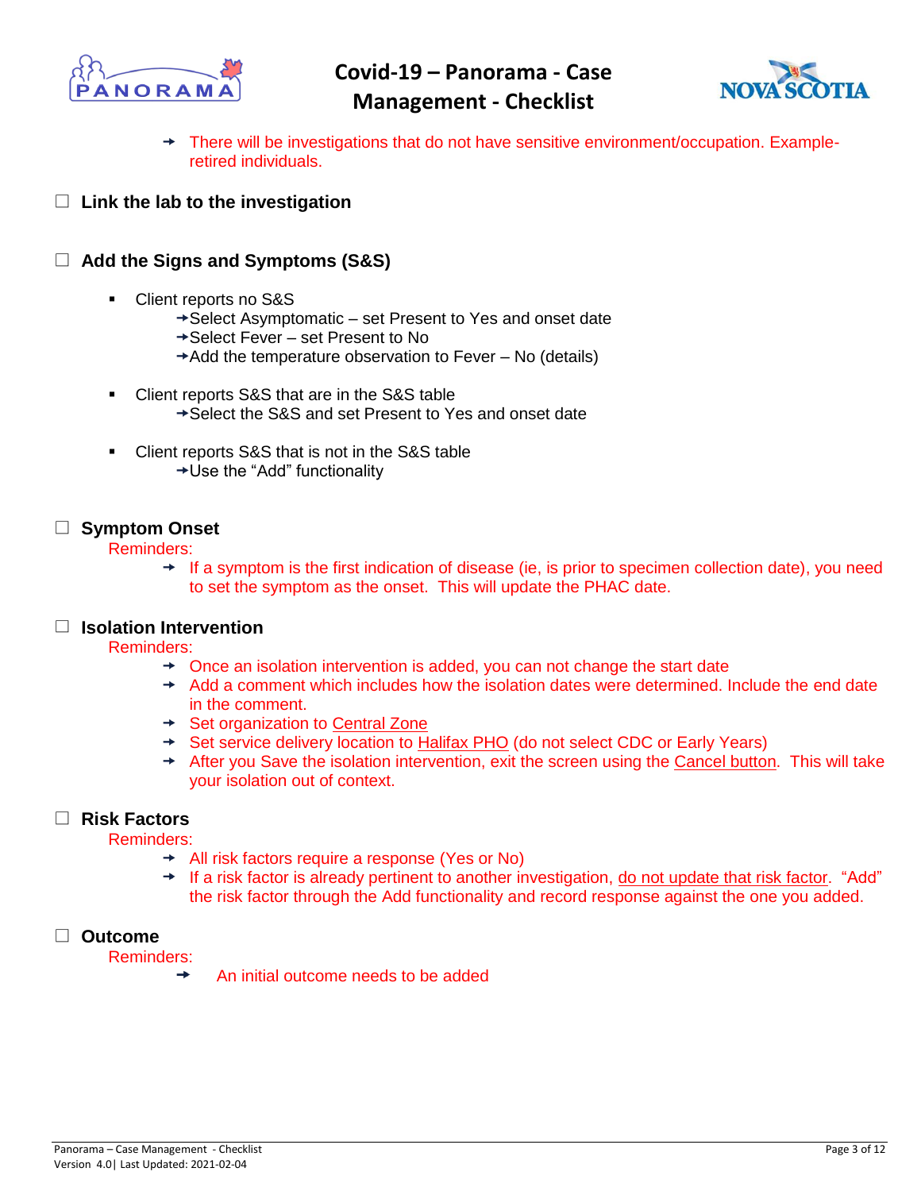- → There will be investigations that do not have sensitive environment/occupation. Example- retired individuals.

☐ **Link the lab to the investigation**

☐ **Add the Signs and Symptoms (S&S)**

- Client reports no S&S
  - →Select Asymptomatic – set Present to Yes and onset date
  - →Select Fever – set Present to No
  - →Add the temperature observation to Fever – No (details)
- Client reports S&S that are in the S&S table
  - →Select the S&S and set Present to Yes and onset date
- Client reports S&S that is not in the S&S table
  - →Use the "Add" functionality

☐ **Symptom Onset**

Reminders:

- → If a symptom is the first indication of disease (ie, is prior to specimen collection date), you need to set the symptom as the onset. This will update the PHAC date.

☐ **Isolation Intervention**

Reminders:

- → Once an isolation intervention is added, you can not change the start date
- → Add a comment which includes how the isolation dates were determined. Include the end date in the comment.
- → Set organization to Central Zone
- → Set service delivery location to Halifax PHO (do not select CDC or Early Years)
- → After you Save the isolation intervention, exit the screen using the Cancel button. This will take your isolation out of context.

☐ **Risk Factors**

Reminders:

- → All risk factors require a response (Yes or No)
- → If a risk factor is already pertinent to another investigation, do not update that risk factor. "Add" the risk factor through the Add functionality and record response against the one you added.

☐ **Outcome**

Reminders:

- → An initial outcome needs to be added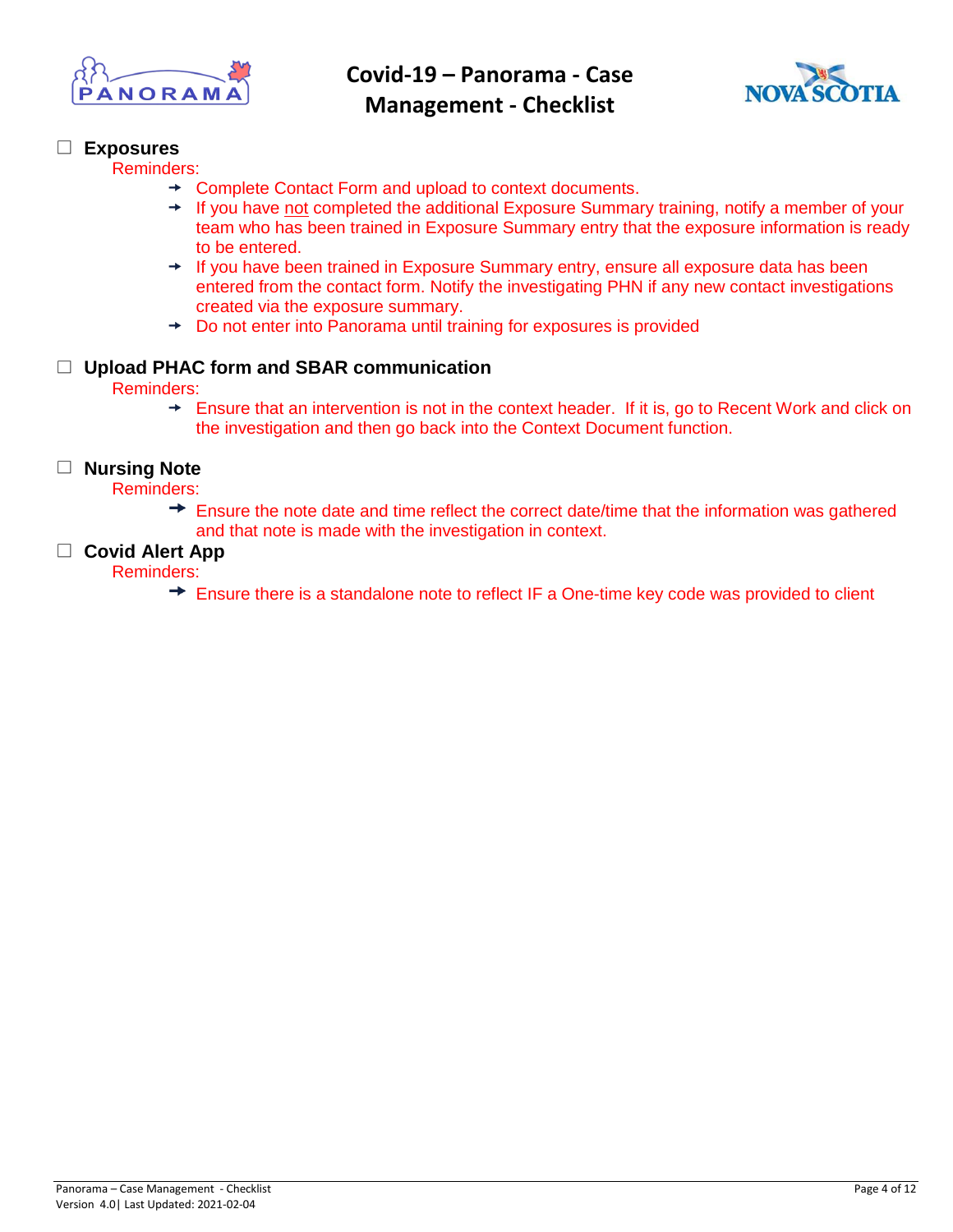- ☐ **Exposures**

  Reminders:
  - → Complete Contact Form and upload to context documents.
  - → If you have not completed the additional Exposure Summary training, notify a member of your team who has been trained in Exposure Summary entry that the exposure information is ready to be entered.
  - → If you have been trained in Exposure Summary entry, ensure all exposure data has been entered from the contact form. Notify the investigating PHN if any new contact investigations created via the exposure summary.
  - → Do not enter into Panorama until training for exposures is provided

- ☐ **Upload PHAC form and SBAR communication**

  Reminders:
  - → Ensure that an intervention is not in the context header. If it is, go to Recent Work and click on the investigation and then go back into the Context Document function.

- ☐ **Nursing Note**

  Reminders:
  - → Ensure the note date and time reflect the correct date/time that the information was gathered and that note is made with the investigation in context.

- ☐ **Covid Alert App**

  Reminders:
  - → Ensure there is a standalone note to reflect IF a One-time key code was provided to client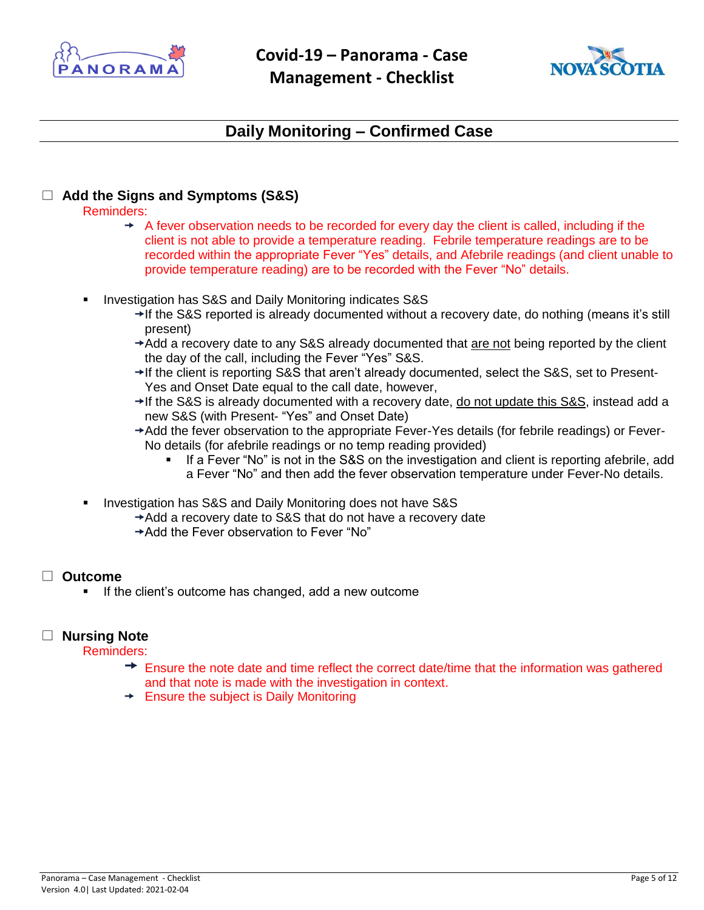# Covid-19 – Panorama - Case Management - Checklist

## Daily Monitoring – Confirmed Case

- [ ] **Add the Signs and Symptoms (S&S)**

  Reminders:

  - → A fever observation needs to be recorded for every day the client is called, including if the client is not able to provide a temperature reading. Febrile temperature readings are to be recorded within the appropriate Fever "Yes" details, and Afebrile readings (and client unable to provide temperature reading) are to be recorded with the Fever "No" details.

  - Investigation has S&S and Daily Monitoring indicates S&S
    - → If the S&S reported is already documented without a recovery date, do nothing (means it's still present)
    - → Add a recovery date to any S&S already documented that <u>are not</u> being reported by the client the day of the call, including the Fever "Yes" S&S.
    - → If the client is reporting S&S that aren't already documented, select the S&S, set to Present- Yes and Onset Date equal to the call date, however,
    - → If the S&S is already documented with a recovery date, <u>do not update this S&S</u>, instead add a new S&S (with Present- "Yes" and Onset Date)
    - → Add the fever observation to the appropriate Fever-Yes details (for febrile readings) or Fever-No details (for afebrile readings or no temp reading provided)
      - If a Fever "No" is not in the S&S on the investigation and client is reporting afebrile, add a Fever "No" and then add the fever observation temperature under Fever-No details.

  - Investigation has S&S and Daily Monitoring does not have S&S
    - → Add a recovery date to S&S that do not have a recovery date
    - → Add the Fever observation to Fever "No"

- [ ] **Outcome**
  - If the client's outcome has changed, add a new outcome

- [ ] **Nursing Note**

  Reminders:

  - → Ensure the note date and time reflect the correct date/time that the information was gathered and that note is made with the investigation in context.
  - → Ensure the subject is Daily Monitoring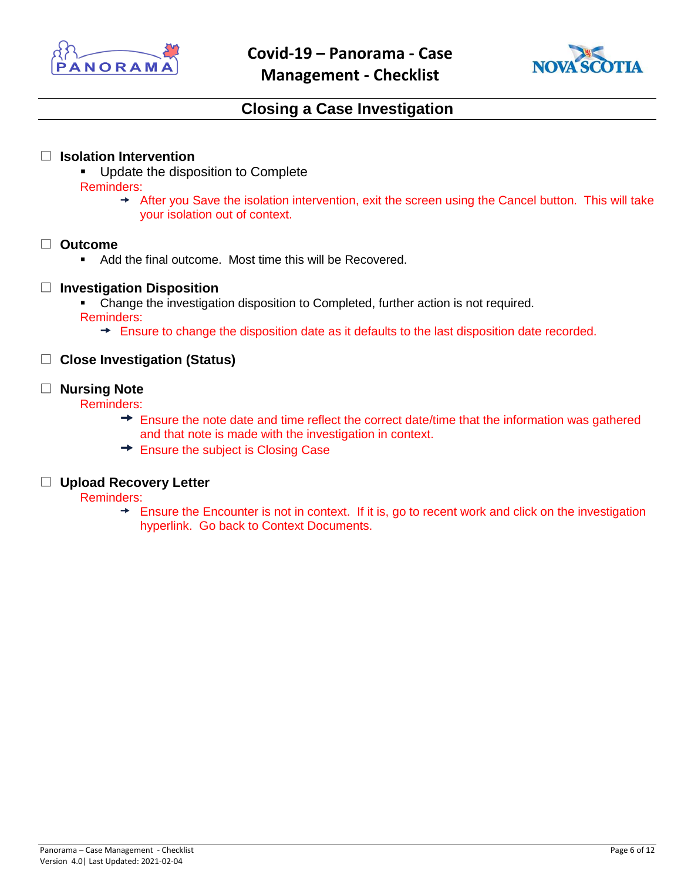# Covid-19 – Panorama - Case Management - Checklist

## Closing a Case Investigation

☐ **Isolation Intervention**

- Update the disposition to Complete

Reminders:

→ After you Save the isolation intervention, exit the screen using the Cancel button. This will take your isolation out of context.

☐ **Outcome**

- Add the final outcome. Most time this will be Recovered.

☐ **Investigation Disposition**

- Change the investigation disposition to Completed, further action is not required.

Reminders:

→ Ensure to change the disposition date as it defaults to the last disposition date recorded.

☐ **Close Investigation (Status)**

☐ **Nursing Note**

Reminders:

→ Ensure the note date and time reflect the correct date/time that the information was gathered and that note is made with the investigation in context.

→ Ensure the subject is Closing Case

☐ **Upload Recovery Letter**

Reminders:

→ Ensure the Encounter is not in context. If it is, go to recent work and click on the investigation hyperlink. Go back to Context Documents.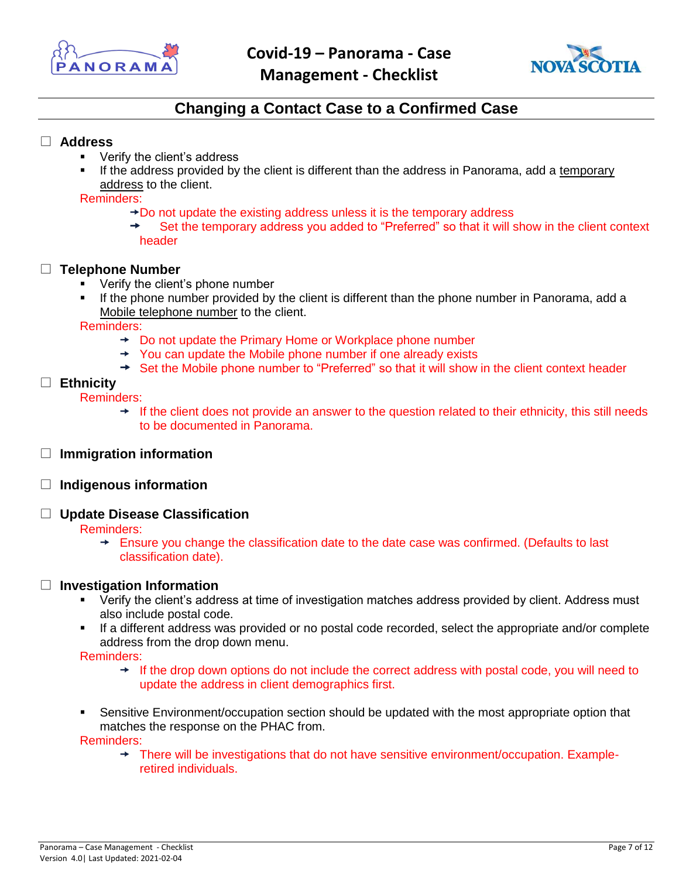## Changing a Contact Case to a Confirmed Case

☐ **Address**

- Verify the client's address
- If the address provided by the client is different than the address in Panorama, add a temporary address to the client.

Reminders:

- → Do not update the existing address unless it is the temporary address
- → Set the temporary address you added to "Preferred" so that it will show in the client context header

☐ **Telephone Number**

- Verify the client's phone number
- If the phone number provided by the client is different than the phone number in Panorama, add a Mobile telephone number to the client.

Reminders:

- → Do not update the Primary Home or Workplace phone number
- → You can update the Mobile phone number if one already exists
- → Set the Mobile phone number to "Preferred" so that it will show in the client context header

☐ **Ethnicity**

Reminders:

- → If the client does not provide an answer to the question related to their ethnicity, this still needs to be documented in Panorama.

☐ **Immigration information**

☐ **Indigenous information**

☐ **Update Disease Classification**

Reminders:

- → Ensure you change the classification date to the date case was confirmed. (Defaults to last classification date).

☐ **Investigation Information**

- Verify the client's address at time of investigation matches address provided by client. Address must also include postal code.
- If a different address was provided or no postal code recorded, select the appropriate and/or complete address from the drop down menu.

Reminders:

- → If the drop down options do not include the correct address with postal code, you will need to update the address in client demographics first.

- Sensitive Environment/occupation section should be updated with the most appropriate option that matches the response on the PHAC from.

Reminders:

- → There will be investigations that do not have sensitive environment/occupation. Example-retired individuals.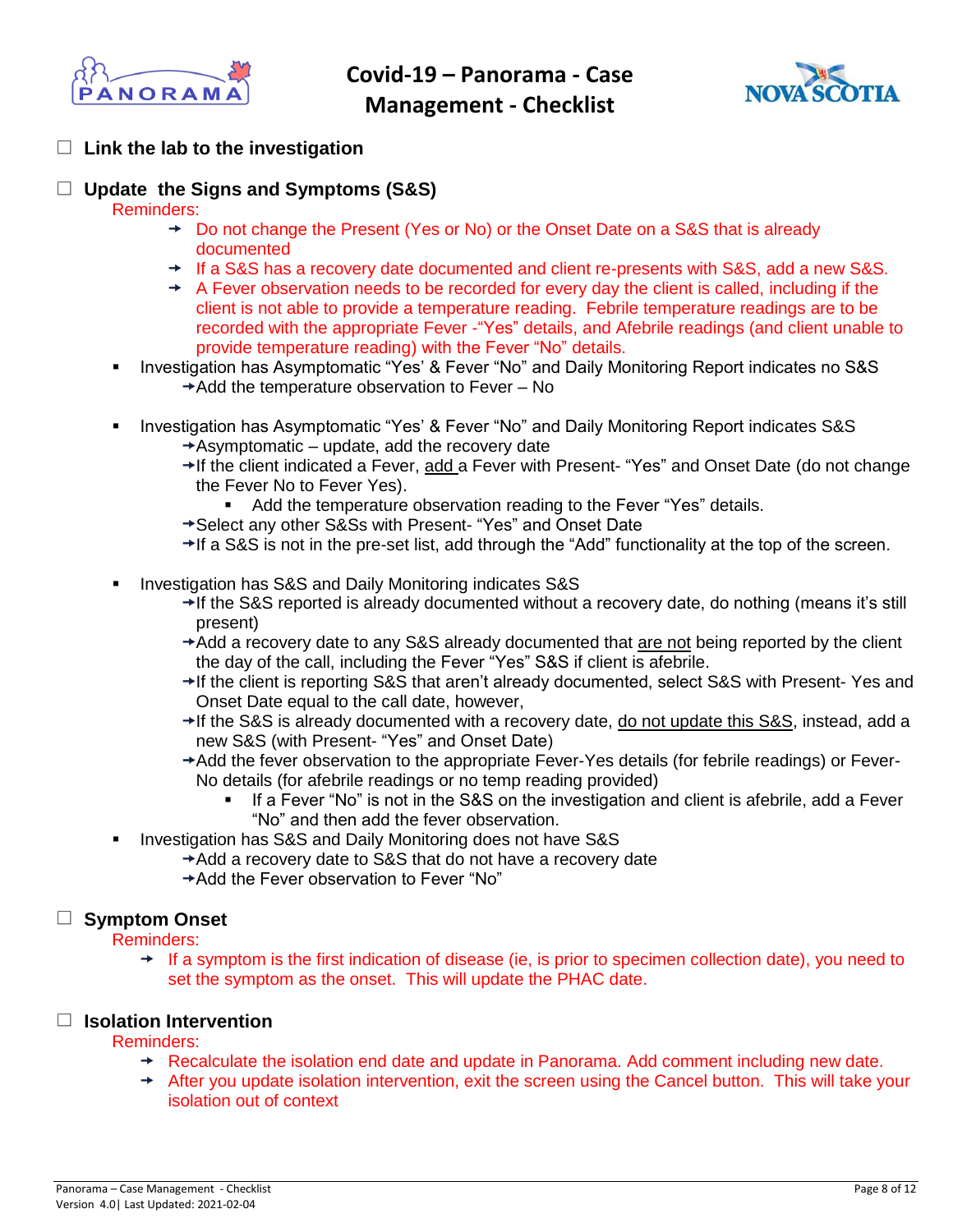☐ **Link the lab to the investigation**

☐ **Update the Signs and Symptoms (S&S)**

Reminders:

- Do not change the Present (Yes or No) or the Onset Date on a S&S that is already documented
- If a S&S has a recovery date documented and client re-presents with S&S, add a new S&S.
- A Fever observation needs to be recorded for every day the client is called, including if the client is not able to provide a temperature reading. Febrile temperature readings are to be recorded with the appropriate Fever -"Yes" details, and Afebrile readings (and client unable to provide temperature reading) with the Fever "No" details.

- Investigation has Asymptomatic "Yes' & Fever "No" and Daily Monitoring Report indicates no S&S
  - Add the temperature observation to Fever – No

- Investigation has Asymptomatic "Yes' & Fever "No" and Daily Monitoring Report indicates S&S
  - Asymptomatic – update, add the recovery date
  - If the client indicated a Fever, <u>add</u> a Fever with Present- "Yes" and Onset Date (do not change the Fever No to Fever Yes).
    - Add the temperature observation reading to the Fever "Yes" details.
  - Select any other S&Ss with Present- "Yes" and Onset Date
  - If a S&S is not in the pre-set list, add through the "Add" functionality at the top of the screen.

- Investigation has S&S and Daily Monitoring indicates S&S
  - If the S&S reported is already documented without a recovery date, do nothing (means it's still present)
  - Add a recovery date to any S&S already documented that <u>are not</u> being reported by the client the day of the call, including the Fever "Yes" S&S if client is afebrile.
  - If the client is reporting S&S that aren't already documented, select S&S with Present- Yes and Onset Date equal to the call date, however,
  - If the S&S is already documented with a recovery date, <u>do not update this S&S</u>, instead, add a new S&S (with Present- "Yes" and Onset Date)
  - Add the fever observation to the appropriate Fever-Yes details (for febrile readings) or Fever-No details (for afebrile readings or no temp reading provided)
    - If a Fever "No" is not in the S&S on the investigation and client is afebrile, add a Fever "No" and then add the fever observation.
- Investigation has S&S and Daily Monitoring does not have S&S
  - Add a recovery date to S&S that do not have a recovery date
  - Add the Fever observation to Fever "No"

☐ **Symptom Onset**

Reminders:

- If a symptom is the first indication of disease (ie, is prior to specimen collection date), you need to set the symptom as the onset. This will update the PHAC date.

☐ **Isolation Intervention**

Reminders:

- Recalculate the isolation end date and update in Panorama. Add comment including new date.
- After you update isolation intervention, exit the screen using the Cancel button. This will take your isolation out of context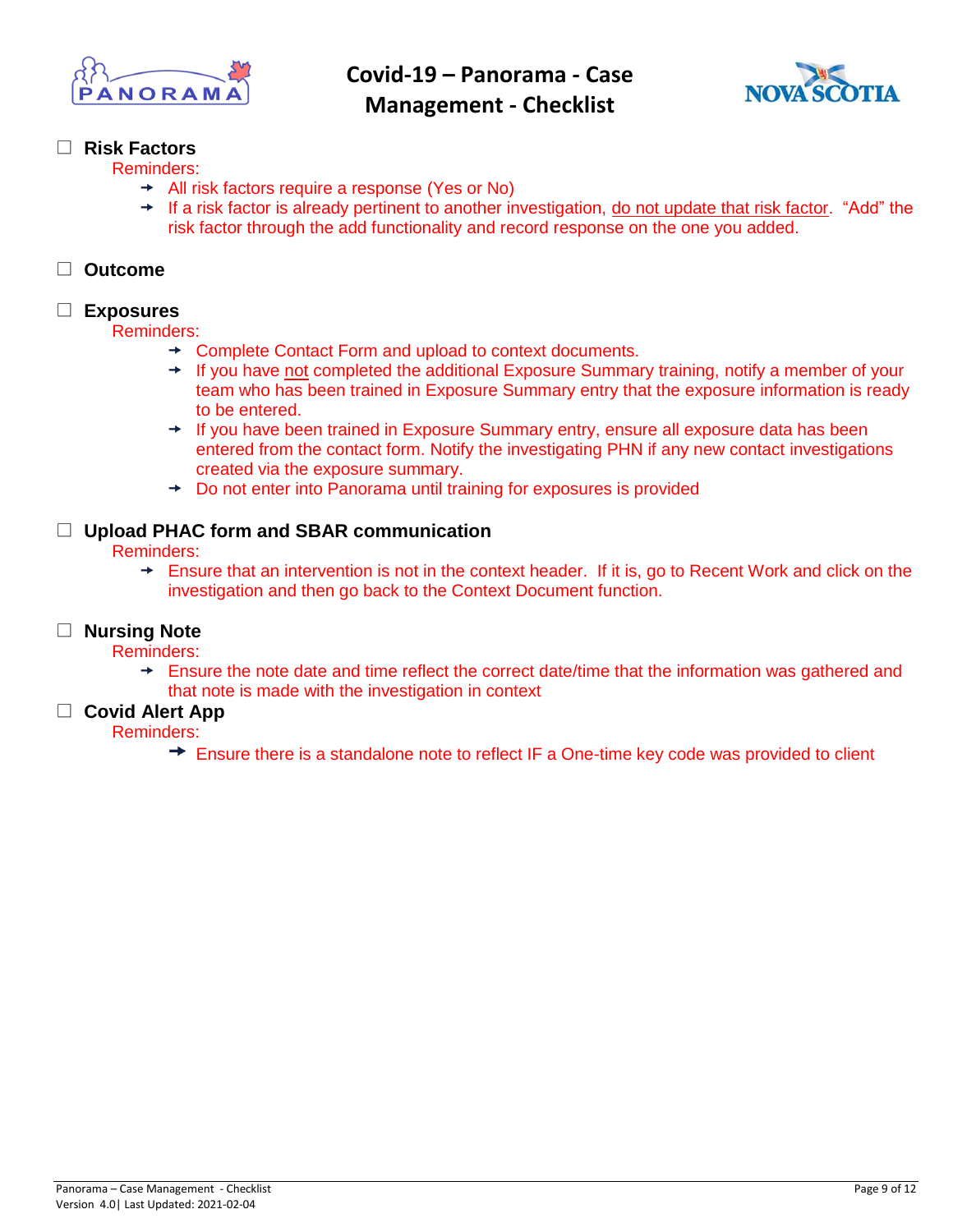- ☐ **Risk Factors**

  Reminders:
  - → All risk factors require a response (Yes or No)
  - → If a risk factor is already pertinent to another investigation, do not update that risk factor. “Add” the risk factor through the add functionality and record response on the one you added.

- ☐ **Outcome**

- ☐ **Exposures**

  Reminders:
  - → Complete Contact Form and upload to context documents.
  - → If you have not completed the additional Exposure Summary training, notify a member of your team who has been trained in Exposure Summary entry that the exposure information is ready to be entered.
  - → If you have been trained in Exposure Summary entry, ensure all exposure data has been entered from the contact form. Notify the investigating PHN if any new contact investigations created via the exposure summary.
  - → Do not enter into Panorama until training for exposures is provided

- ☐ **Upload PHAC form and SBAR communication**

  Reminders:
  - → Ensure that an intervention is not in the context header. If it is, go to Recent Work and click on the investigation and then go back to the Context Document function.

- ☐ **Nursing Note**

  Reminders:
  - → Ensure the note date and time reflect the correct date/time that the information was gathered and that note is made with the investigation in context

- ☐ **Covid Alert App**

  Reminders:
  - → Ensure there is a standalone note to reflect IF a One-time key code was provided to client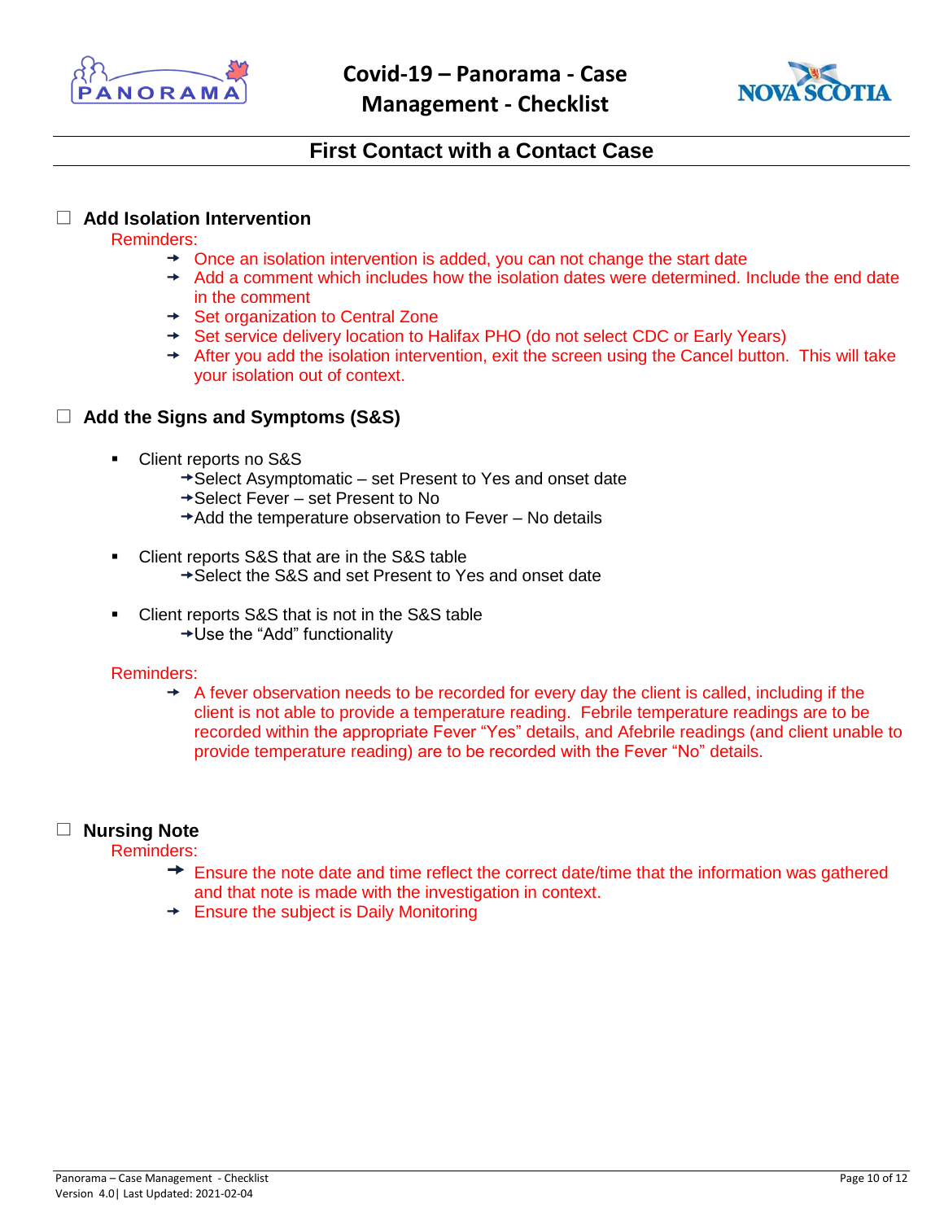## First Contact with a Contact Case

☐ **Add Isolation Intervention**

Reminders:

- → Once an isolation intervention is added, you can not change the start date
- → Add a comment which includes how the isolation dates were determined. Include the end date in the comment
- → Set organization to Central Zone
- → Set service delivery location to Halifax PHO (do not select CDC or Early Years)
- → After you add the isolation intervention, exit the screen using the Cancel button. This will take your isolation out of context.

☐ **Add the Signs and Symptoms (S&S)**

- Client reports no S&S
  - →Select Asymptomatic – set Present to Yes and onset date
  - →Select Fever – set Present to No
  - →Add the temperature observation to Fever – No details
- Client reports S&S that are in the S&S table
  - →Select the S&S and set Present to Yes and onset date
- Client reports S&S that is not in the S&S table
  - →Use the "Add" functionality

Reminders:

- → A fever observation needs to be recorded for every day the client is called, including if the client is not able to provide a temperature reading. Febrile temperature readings are to be recorded within the appropriate Fever "Yes" details, and Afebrile readings (and client unable to provide temperature reading) are to be recorded with the Fever "No" details.

☐ **Nursing Note**

Reminders:

- → Ensure the note date and time reflect the correct date/time that the information was gathered and that note is made with the investigation in context.
- → Ensure the subject is Daily Monitoring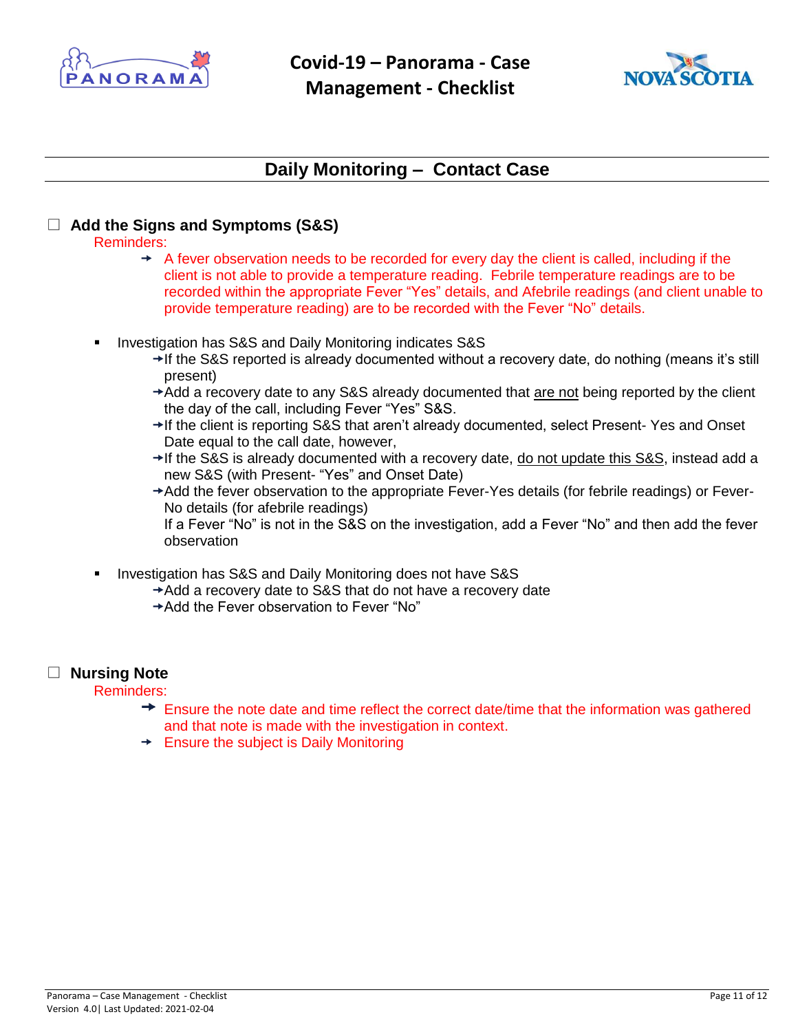## Daily Monitoring – Contact Case

☐ **Add the Signs and Symptoms (S&S)**

Reminders:

- A fever observation needs to be recorded for every day the client is called, including if the client is not able to provide a temperature reading. Febrile temperature readings are to be recorded within the appropriate Fever "Yes" details, and Afebrile readings (and client unable to provide temperature reading) are to be recorded with the Fever "No" details.

- Investigation has S&S and Daily Monitoring indicates S&S
  - →If the S&S reported is already documented without a recovery date, do nothing (means it's still present)
  - →Add a recovery date to any S&S already documented that <u>are not</u> being reported by the client the day of the call, including Fever "Yes" S&S.
  - →If the client is reporting S&S that aren't already documented, select Present- Yes and Onset Date equal to the call date, however,
  - →If the S&S is already documented with a recovery date, <u>do not update this S&S</u>, instead add a new S&S (with Present- "Yes" and Onset Date)
  - →Add the fever observation to the appropriate Fever-Yes details (for febrile readings) or Fever-No details (for afebrile readings)
    If a Fever "No" is not in the S&S on the investigation, add a Fever "No" and then add the fever observation

- Investigation has S&S and Daily Monitoring does not have S&S
  - →Add a recovery date to S&S that do not have a recovery date
  - →Add the Fever observation to Fever "No"

☐ **Nursing Note**

Reminders:

- Ensure the note date and time reflect the correct date/time that the information was gathered and that note is made with the investigation in context.
- Ensure the subject is Daily Monitoring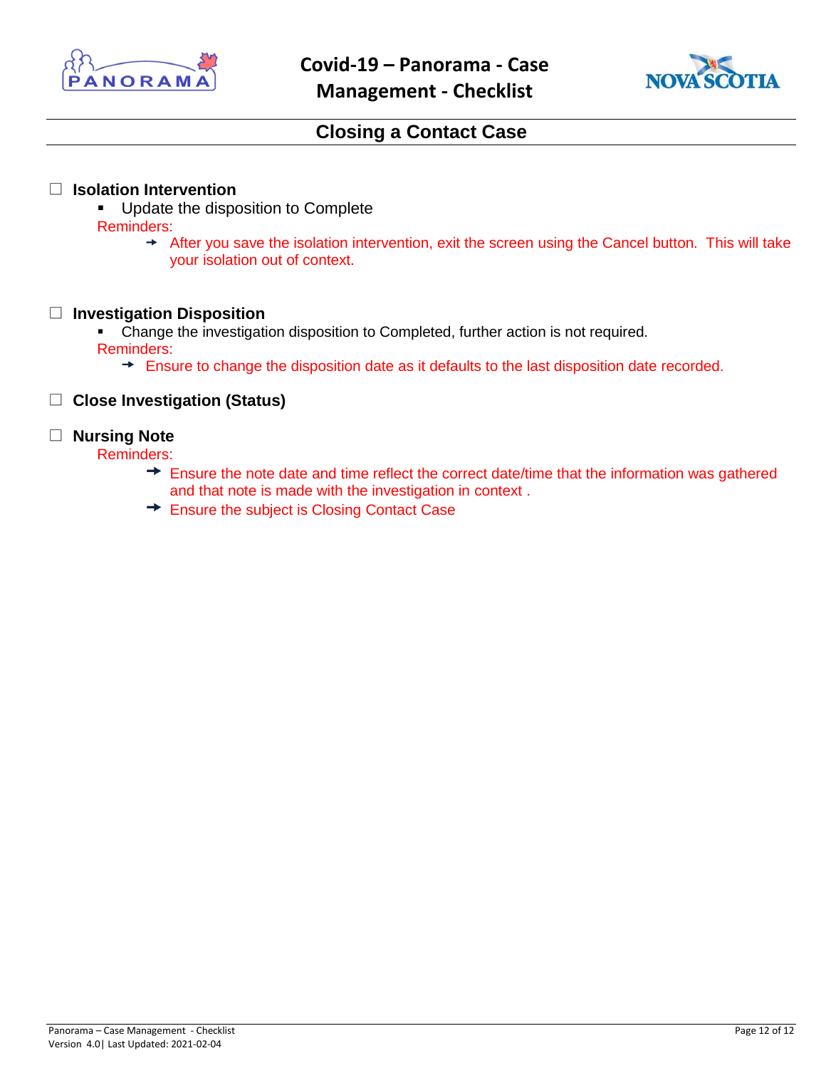## Closing a Contact Case

☐ **Isolation Intervention**

- Update the disposition to Complete

Reminders:

- → After you save the isolation intervention, exit the screen using the Cancel button. This will take your isolation out of context.

☐ **Investigation Disposition**

- Change the investigation disposition to Completed, further action is not required.

Reminders:

- → Ensure to change the disposition date as it defaults to the last disposition date recorded.

☐ **Close Investigation (Status)**

☐ **Nursing Note**

Reminders:

- → Ensure the note date and time reflect the correct date/time that the information was gathered and that note is made with the investigation in context .
- → Ensure the subject is Closing Contact Case